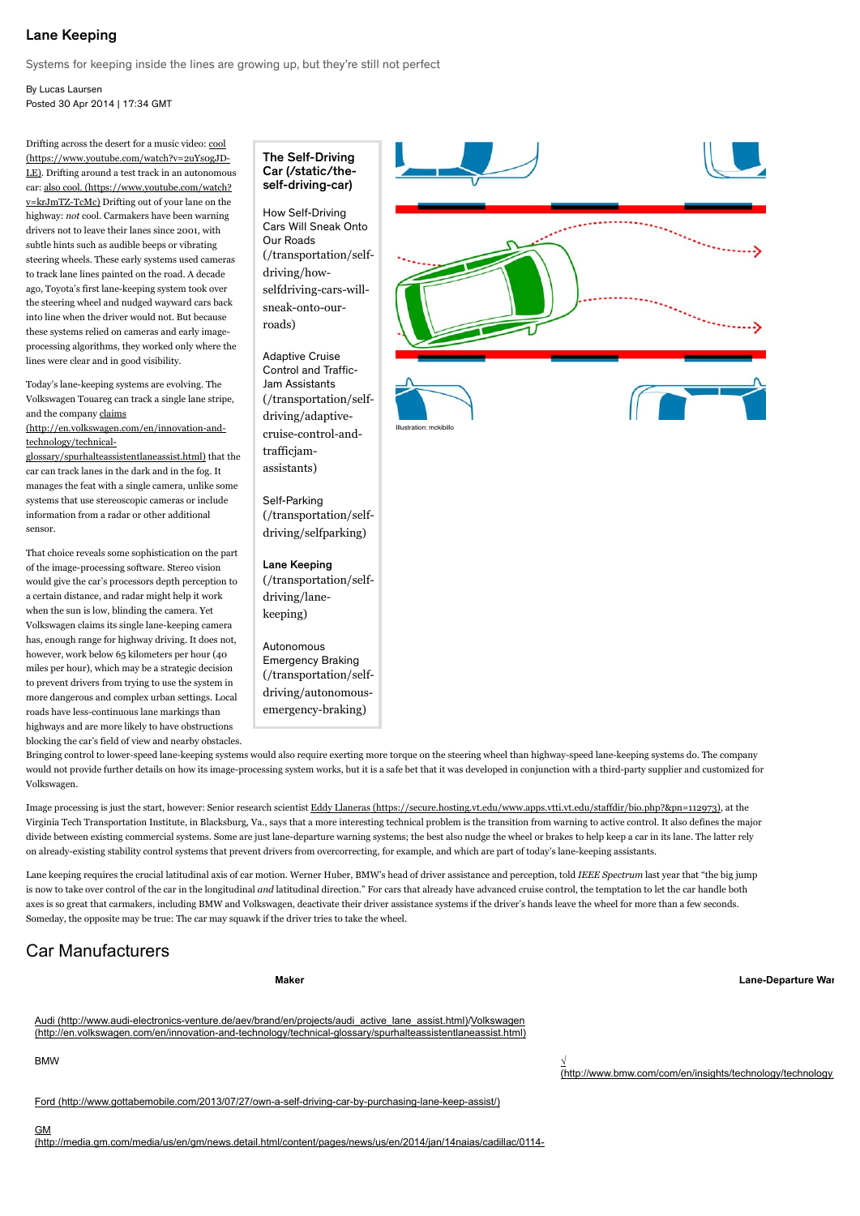# Lane Keeping

Systems for keeping inside the lines are growing up, but they're still not perfect

By Lucas Laursen
Posted 30 Apr 2014 | 17:34 GMT

Drifting across the desert for a music video: cool (https://www.youtube.com/watch?v=2uYsogJD-LE). Drifting around a test track in an autonomous car: also cool. (https://www.youtube.com/watch?v=krJmTZ-TcMc) Drifting out of your lane on the highway: *not* cool. Carmakers have been warning drivers not to leave their lanes since 2001, with subtle hints such as audible beeps or vibrating steering wheels. These early systems used cameras to track lane lines painted on the road. A decade ago, Toyota's first lane-keeping system took over the steering wheel and nudged wayward cars back into line when the driver would not. But because these systems relied on cameras and early image-processing algorithms, they worked only where the lines were clear and in good visibility.

**The Self-Driving Car (/static/the-self-driving-car)**

How Self-Driving Cars Will Sneak Onto Our Roads (/transportation/self-driving/how-selfdriving-cars-will-sneak-onto-our-roads)

Adaptive Cruise Control and Traffic-Jam Assistants (/transportation/self-driving/adaptive-cruise-control-and-trafficjam-assistants)

Self-Parking (/transportation/self-driving/selfparking)

**Lane Keeping (/transportation/self-driving/lane-keeping)**

Autonomous Emergency Braking (/transportation/self-driving/autonomous-emergency-braking)

Illustration: mckibillo

Today's lane-keeping systems are evolving. The Volkswagen Touareg can track a single lane stripe, and the company claims (http://en.volkswagen.com/en/innovation-and-technology/technical-glossary/spurhalteassistentlaneassist.html) that the car can track lanes in the dark and in the fog. It manages the feat with a single camera, unlike some systems that use stereoscopic cameras or include information from a radar or other additional sensor.

That choice reveals some sophistication on the part of the image-processing software. Stereo vision would give the car's processors depth perception to a certain distance, and radar might help it work when the sun is low, blinding the camera. Yet Volkswagen claims its single lane-keeping camera has, enough range for highway driving. It does not, however, work below 65 kilometers per hour (40 miles per hour), which may be a strategic decision to prevent drivers from trying to use the system in more dangerous and complex urban settings. Local roads have less-continuous lane markings than highways and are more likely to have obstructions blocking the car's field of view and nearby obstacles. Bringing control to lower-speed lane-keeping systems would also require exerting more torque on the steering wheel than highway-speed lane-keeping systems do. The company would not provide further details on how its image-processing system works, but it is a safe bet that it was developed in conjunction with a third-party supplier and customized for Volkswagen.

Image processing is just the start, however: Senior research scientist Eddy Llaneras (https://secure.hosting.vt.edu/www.apps.vtti.vt.edu/staffdir/bio.php?&pn=112973), at the Virginia Tech Transportation Institute, in Blacksburg, Va., says that a more interesting technical problem is the transition from warning to active control. It also defines the major divide between existing commercial systems. Some are just lane-departure warning systems; the best also nudge the wheel or brakes to help keep a car in its lane. The latter rely on already-existing stability control systems that prevent drivers from overcorrecting, for example, and which are part of today's lane-keeping assistants.

Lane keeping requires the crucial latitudinal axis of car motion. Werner Huber, BMW's head of driver assistance and perception, told *IEEE Spectrum* last year that "the big jump is now to take over control of the car in the longitudinal *and* latitudinal direction." For cars that already have advanced cruise control, the temptation to let the car handle both axes is so great that carmakers, including BMW and Volkswagen, deactivate their driver assistance systems if the driver's hands leave the wheel for more than a few seconds. Someday, the opposite may be true: The car may squawk if the driver tries to take the wheel.

## Car Manufacturers

| Maker | Lane-Departure War |
|---|---|
| Audi (http://www.audi-electronics-venture.de/aev/brand/en/projects/audi_active_lane_assist.html)/Volkswagen (http://en.volkswagen.com/en/innovation-and-technology/technical-glossary/spurhalteassistentlaneassist.html) | |
| BMW | √ (http://www.bmw.com/com/en/insights/technology/technology |
| Ford (http://www.gottabemobile.com/2013/07/27/own-a-self-driving-car-by-purchasing-lane-keep-assist/) | |
| GM (http://media.gm.com/media/us/en/gm/news.detail.html/content/pages/news/us/en/2014/jan/14naias/cadillac/0114- | |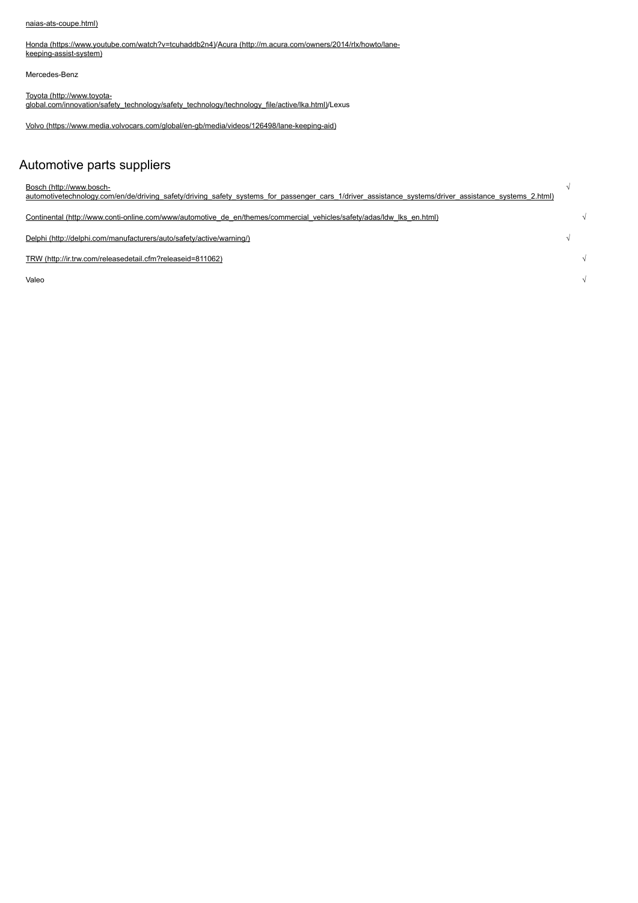naias-ats-coupe.html)

Honda (https://www.youtube.com/watch?v=tcuhaddb2n4)/Acura (http://m.acura.com/owners/2014/rlx/howto/lane-keeping-assist-system)

Mercedes-Benz

Toyota (http://www.toyota-global.com/innovation/safety_technology/safety_technology/technology_file/active/lka.html)/Lexus

Volvo (https://www.media.volvocars.com/global/en-gb/media/videos/126498/lane-keeping-aid)

## Automotive parts suppliers

| | | |
|---|---|---|
| Bosch (http://www.bosch-automotivetechnology.com/en/de/driving_safety/driving_safety_systems_for_passenger_cars_1/driver_assistance_systems/driver_assistance_systems_2.html) | √ | |
| Continental (http://www.conti-online.com/www/automotive_de_en/themes/commercial_vehicles/safety/adas/ldw_lks_en.html) | | √ |
| Delphi (http://delphi.com/manufacturers/auto/safety/active/warning/) | √ | |
| TRW (http://ir.trw.com/releasedetail.cfm?releaseid=811062) | | √ |
| Valeo | | √ |